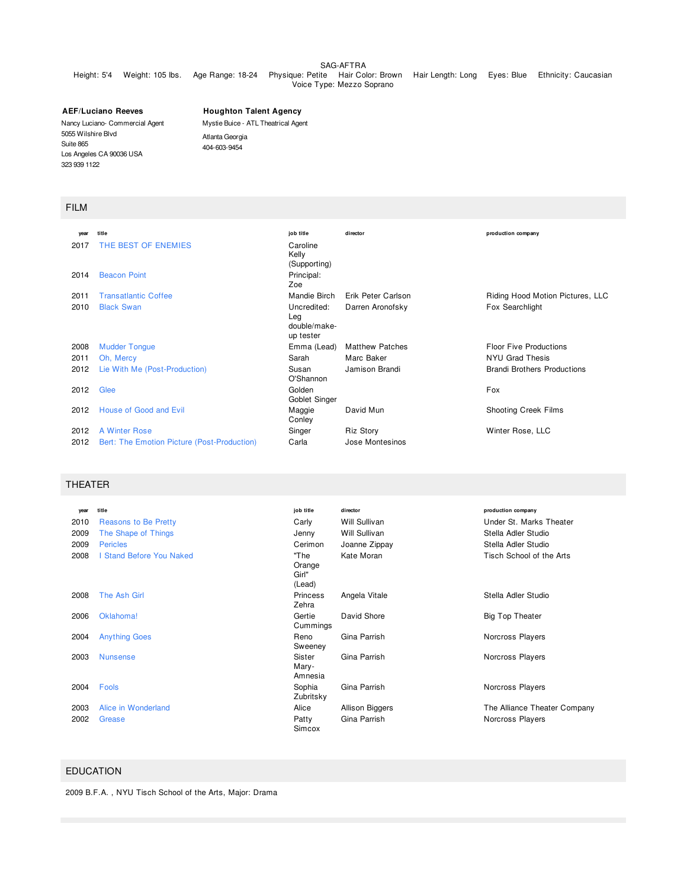SAG-AFTRA

Height: 5'4 Weight: 105 lbs. Age Range: 18-24 Physique: Petite Hair Color: Brown Hair Length: Long Eyes: Blue Ethnicity: Caucasian
Voice Type: Mezzo Soprano

**AEF/Luciano Reeves**
Nancy Luciano- Commercial Agent
5055 Wilshire Blvd
Suite 865
Los Angeles CA 90036 USA
323 939 1122

**Houghton Talent Agency**
Mystie Buice - ATL Theatrical Agent
Atlanta Georgia
404-603-9454

## FILM

| year | title | job title | director | production company |
|---|---|---|---|---|
| 2017 | THE BEST OF ENEMIES | Caroline Kelly (Supporting) | | |
| 2014 | Beacon Point | Principal: Zoe | | |
| 2011 | Transatlantic Coffee | Mandie Birch | Erik Peter Carlson | Riding Hood Motion Pictures, LLC |
| 2010 | Black Swan | Uncredited: Leg double/make-up tester | Darren Aronofsky | Fox Searchlight |
| 2008 | Mudder Tongue | Emma (Lead) | Matthew Patches | Floor Five Productions |
| 2011 | Oh, Mercy | Sarah | Marc Baker | NYU Grad Thesis |
| 2012 | Lie With Me (Post-Production) | Susan O'Shannon | Jamison Brandi | Brandi Brothers Productions |
| 2012 | Glee | Golden Goblet Singer | | Fox |
| 2012 | House of Good and Evil | Maggie Conley | David Mun | Shooting Creek Films |
| 2012 | A Winter Rose | Singer | Riz Story | Winter Rose, LLC |
| 2012 | Bert: The Emotion Picture (Post-Production) | Carla | Jose Montesinos | |

## THEATER

| year | title | job title | director | production company |
|---|---|---|---|---|
| 2010 | Reasons to Be Pretty | Carly | Will Sullivan | Under St. Marks Theater |
| 2009 | The Shape of Things | Jenny | Will Sullivan | Stella Adler Studio |
| 2009 | Pericles | Cerimon | Joanne Zippay | Stella Adler Studio |
| 2008 | I Stand Before You Naked | "The Orange Girl" (Lead) | Kate Moran | Tisch School of the Arts |
| 2008 | The Ash Girl | Princess Zehra | Angela Vitale | Stella Adler Studio |
| 2006 | Oklahoma! | Gertie Cummings | David Shore | Big Top Theater |
| 2004 | Anything Goes | Reno Sweeney | Gina Parrish | Norcross Players |
| 2003 | Nunsense | Sister Mary-Amnesia | Gina Parrish | Norcross Players |
| 2004 | Fools | Sophia Zubritsky | Gina Parrish | Norcross Players |
| 2003 | Alice in Wonderland | Alice | Allison Biggers | The Alliance Theater Company |
| 2002 | Grease | Patty Simcox | Gina Parrish | Norcross Players |

## EDUCATION

2009 B.F.A. , NYU Tisch School of the Arts, Major: Drama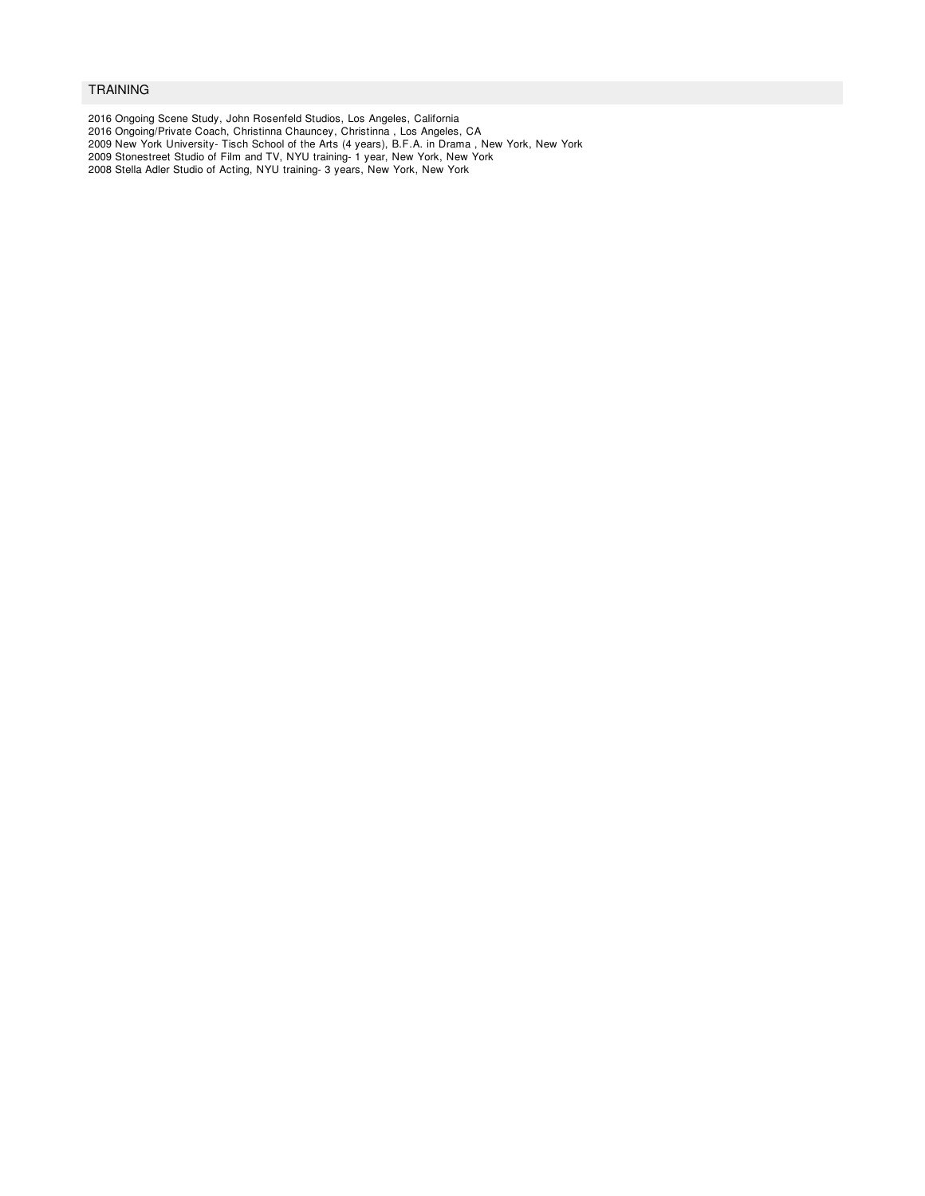## TRAINING

2016 Ongoing Scene Study, John Rosenfeld Studios, Los Angeles, California
2016 Ongoing/Private Coach, Christinna Chauncey, Christinna , Los Angeles, CA
2009 New York University- Tisch School of the Arts (4 years), B.F.A. in Drama , New York, New York
2009 Stonestreet Studio of Film and TV, NYU training- 1 year, New York, New York
2008 Stella Adler Studio of Acting, NYU training- 3 years, New York, New York